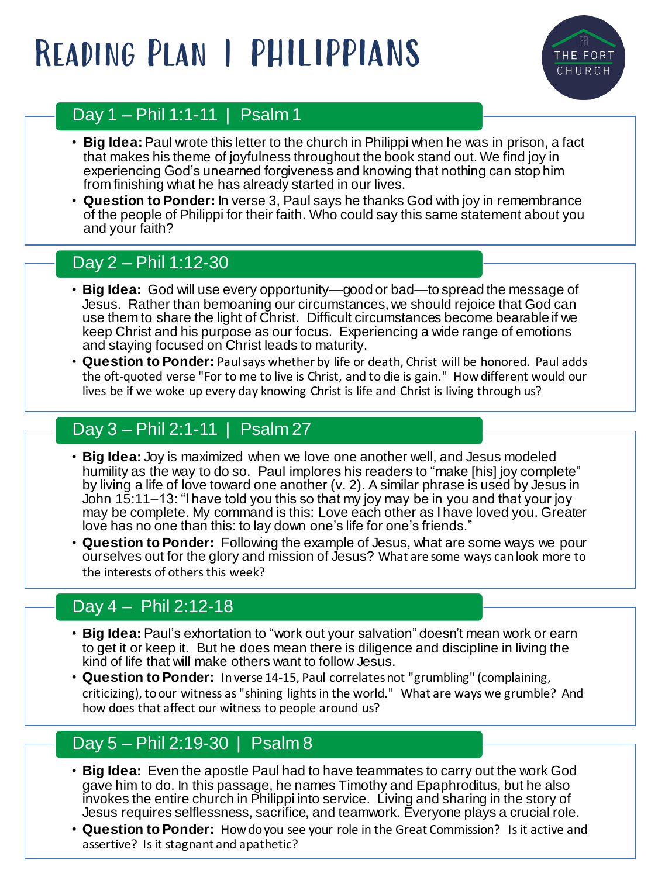# Reading Plan | Philippians

THE FORT CHURCH

## Day 1 – Phil 1:1-11 | Psalm 1

- **Big Idea:** Paul wrote this letter to the church in Philippi when he was in prison, a fact that makes his theme of joyfulness throughout the book stand out. We find joy in experiencing God's unearned forgiveness and knowing that nothing can stop him from finishing what he has already started in our lives.
- **Question to Ponder:** In verse 3, Paul says he thanks God with joy in remembrance of the people of Philippi for their faith. Who could say this same statement about you and your faith?

## Day 2 – Phil 1:12-30

- **Big Idea:** God will use every opportunity—good or bad—to spread the message of Jesus. Rather than bemoaning our circumstances, we should rejoice that God can use them to share the light of Christ. Difficult circumstances become bearable if we keep Christ and his purpose as our focus. Experiencing a wide range of emotions and staying focused on Christ leads to maturity.
- **Question to Ponder:** Paul says whether by life or death, Christ will be honored. Paul adds the oft-quoted verse "For to me to live is Christ, and to die is gain." How different would our lives be if we woke up every day knowing Christ is life and Christ is living through us?

## Day 3 – Phil 2:1-11 | Psalm 27

- **Big Idea:** Joy is maximized when we love one another well, and Jesus modeled humility as the way to do so. Paul implores his readers to "make [his] joy complete" by living a life of love toward one another (v. 2). A similar phrase is used by Jesus in John 15:11–13: "I have told you this so that my joy may be in you and that your joy may be complete. My command is this: Love each other as I have loved you. Greater love has no one than this: to lay down one's life for one's friends."
- **Question to Ponder:** Following the example of Jesus, what are some ways we pour ourselves out for the glory and mission of Jesus? What are some ways can look more to the interests of others this week?

## Day 4 – Phil 2:12-18

- **Big Idea:** Paul's exhortation to "work out your salvation" doesn't mean work or earn to get it or keep it. But he does mean there is diligence and discipline in living the kind of life that will make others want to follow Jesus.
- **Question to Ponder:** In verse 14-15, Paul correlates not "grumbling" (complaining, criticizing), to our witness as "shining lights in the world." What are ways we grumble? And how does that affect our witness to people around us?

## Day 5 – Phil 2:19-30 | Psalm 8

- **Big Idea:** Even the apostle Paul had to have teammates to carry out the work God gave him to do. In this passage, he names Timothy and Epaphroditus, but he also invokes the entire church in Philippi into service. Living and sharing in the story of Jesus requires selflessness, sacrifice, and teamwork. Everyone plays a crucial role.
- **Question to Ponder:** How do you see your role in the Great Commission? Is it active and assertive? Is it stagnant and apathetic?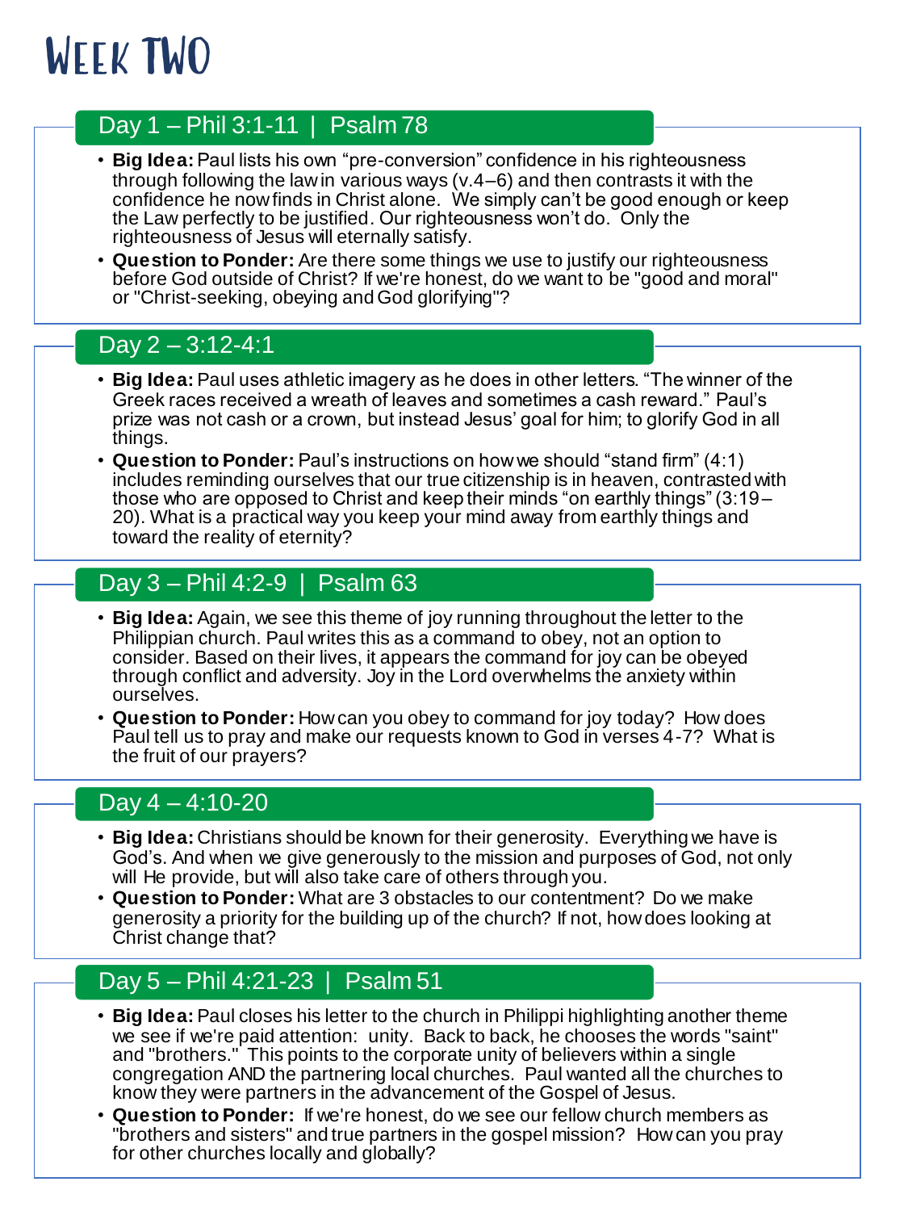# Week Two

## Day 1 – Phil 3:1-11 | Psalm 78

- **Big Idea:** Paul lists his own "pre-conversion" confidence in his righteousness through following the law in various ways (v.4–6) and then contrasts it with the confidence he now finds in Christ alone. We simply can't be good enough or keep the Law perfectly to be justified. Our righteousness won't do. Only the righteousness of Jesus will eternally satisfy.
- **Question to Ponder:** Are there some things we use to justify our righteousness before God outside of Christ? If we're honest, do we want to be "good and moral" or "Christ-seeking, obeying and God glorifying"?

## Day 2 – 3:12-4:1

- **Big Idea:** Paul uses athletic imagery as he does in other letters. "The winner of the Greek races received a wreath of leaves and sometimes a cash reward." Paul's prize was not cash or a crown, but instead Jesus' goal for him; to glorify God in all things.
- **Question to Ponder:** Paul's instructions on how we should "stand firm" (4:1) includes reminding ourselves that our true citizenship is in heaven, contrasted with those who are opposed to Christ and keep their minds "on earthly things" (3:19–20). What is a practical way you keep your mind away from earthly things and toward the reality of eternity?

## Day 3 – Phil 4:2-9 | Psalm 63

- **Big Idea:** Again, we see this theme of joy running throughout the letter to the Philippian church. Paul writes this as a command to obey, not an option to consider. Based on their lives, it appears the command for joy can be obeyed through conflict and adversity. Joy in the Lord overwhelms the anxiety within ourselves.
- **Question to Ponder:** How can you obey to command for joy today? How does Paul tell us to pray and make our requests known to God in verses 4-7? What is the fruit of our prayers?

## Day 4 – 4:10-20

- **Big Idea:** Christians should be known for their generosity. Everything we have is God's. And when we give generously to the mission and purposes of God, not only will He provide, but will also take care of others through you.
- **Question to Ponder:** What are 3 obstacles to our contentment? Do we make generosity a priority for the building up of the church? If not, how does looking at Christ change that?

## Day 5 – Phil 4:21-23 | Psalm 51

- **Big Idea:** Paul closes his letter to the church in Philippi highlighting another theme we see if we're paid attention: unity. Back to back, he chooses the words "saint" and "brothers." This points to the corporate unity of believers within a single congregation AND the partnering local churches. Paul wanted all the churches to know they were partners in the advancement of the Gospel of Jesus.
- **Question to Ponder:** If we're honest, do we see our fellow church members as "brothers and sisters" and true partners in the gospel mission? How can you pray for other churches locally and globally?